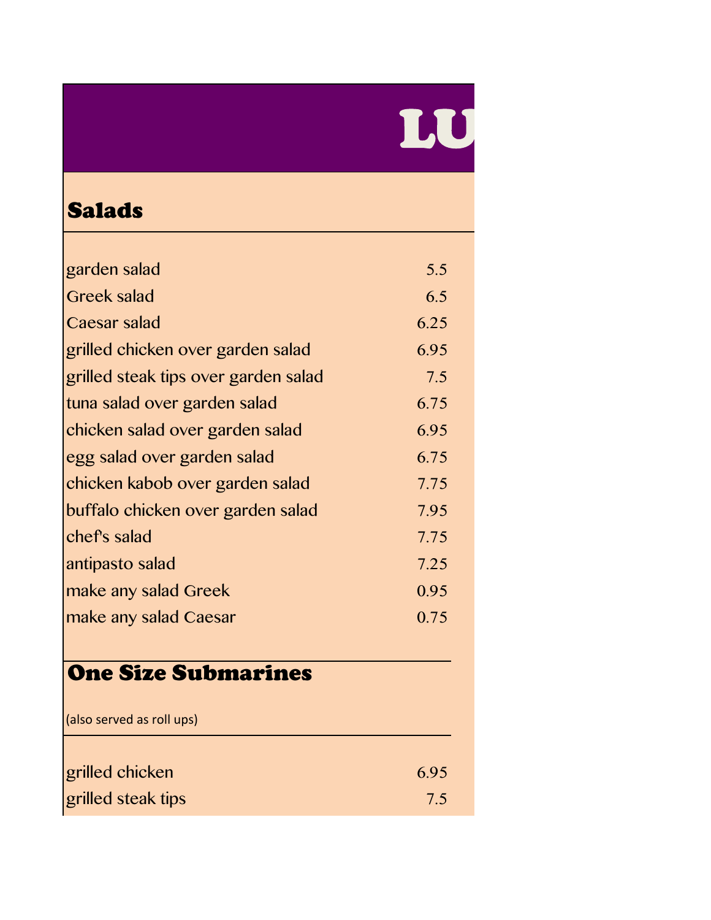# LU

## Salads

| | |
|---|---|
| garden salad | 5.5 |
| Greek salad | 6.5 |
| Caesar salad | 6.25 |
| grilled chicken over garden salad | 6.95 |
| grilled steak tips over garden salad | 7.5 |
| tuna salad over garden salad | 6.75 |
| chicken salad over garden salad | 6.95 |
| egg salad over garden salad | 6.75 |
| chicken kabob over garden salad | 7.75 |
| buffalo chicken over garden salad | 7.95 |
| chef's salad | 7.75 |
| antipasto salad | 7.25 |
| make any salad Greek | 0.95 |
| make any salad Caesar | 0.75 |

## One Size Submarines

(also served as roll ups)

| | |
|---|---|
| grilled chicken | 6.95 |
| grilled steak tips | 7.5 |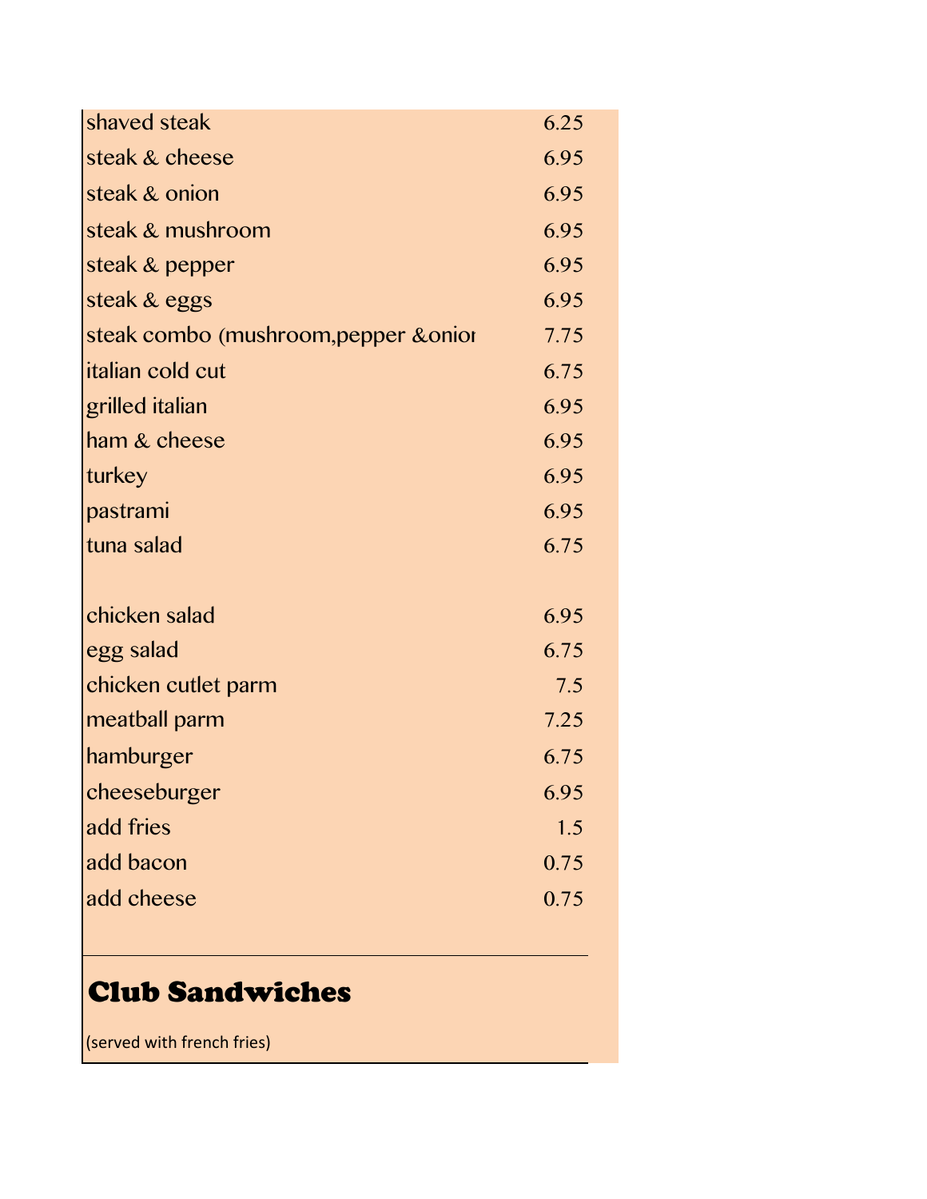| | |
|---|---|
| shaved steak | 6.25 |
| steak & cheese | 6.95 |
| steak & onion | 6.95 |
| steak & mushroom | 6.95 |
| steak & pepper | 6.95 |
| steak & eggs | 6.95 |
| steak combo (mushroom,pepper &onior | 7.75 |
| italian cold cut | 6.75 |
| grilled italian | 6.95 |
| ham & cheese | 6.95 |
| turkey | 6.95 |
| pastrami | 6.95 |
| tuna salad | 6.75 |
| | |
| chicken salad | 6.95 |
| egg salad | 6.75 |
| chicken cutlet parm | 7.5 |
| meatball parm | 7.25 |
| hamburger | 6.75 |
| cheeseburger | 6.95 |
| add fries | 1.5 |
| add bacon | 0.75 |
| add cheese | 0.75 |

## Club Sandwiches

(served with french fries)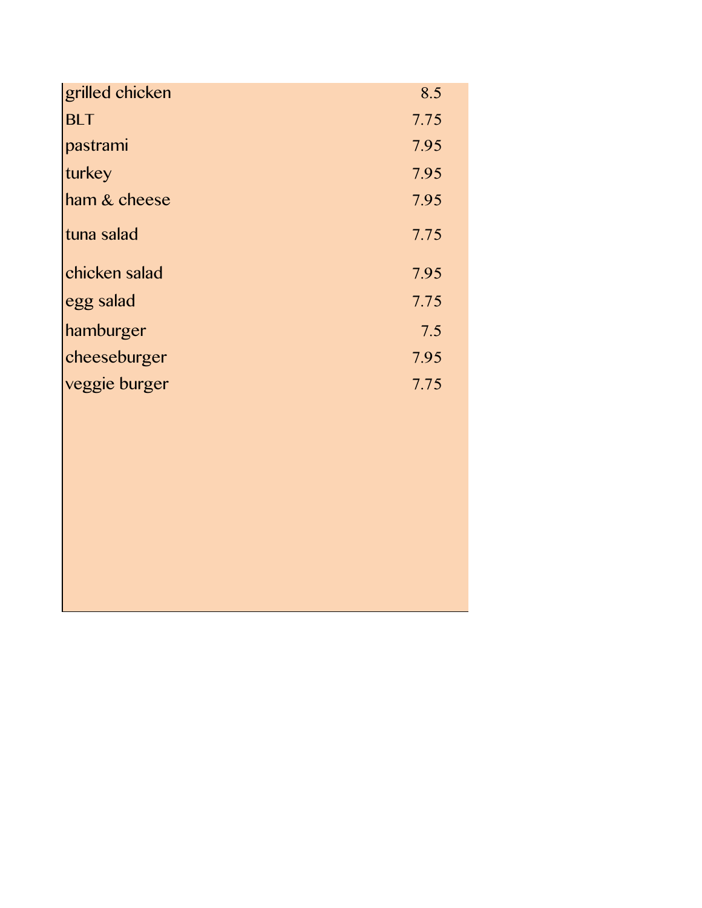| | |
|---|---|
| grilled chicken | 8.5 |
| BLT | 7.75 |
| pastrami | 7.95 |
| turkey | 7.95 |
| ham & cheese | 7.95 |
| tuna salad | 7.75 |
| chicken salad | 7.95 |
| egg salad | 7.75 |
| hamburger | 7.5 |
| cheeseburger | 7.95 |
| veggie burger | 7.75 |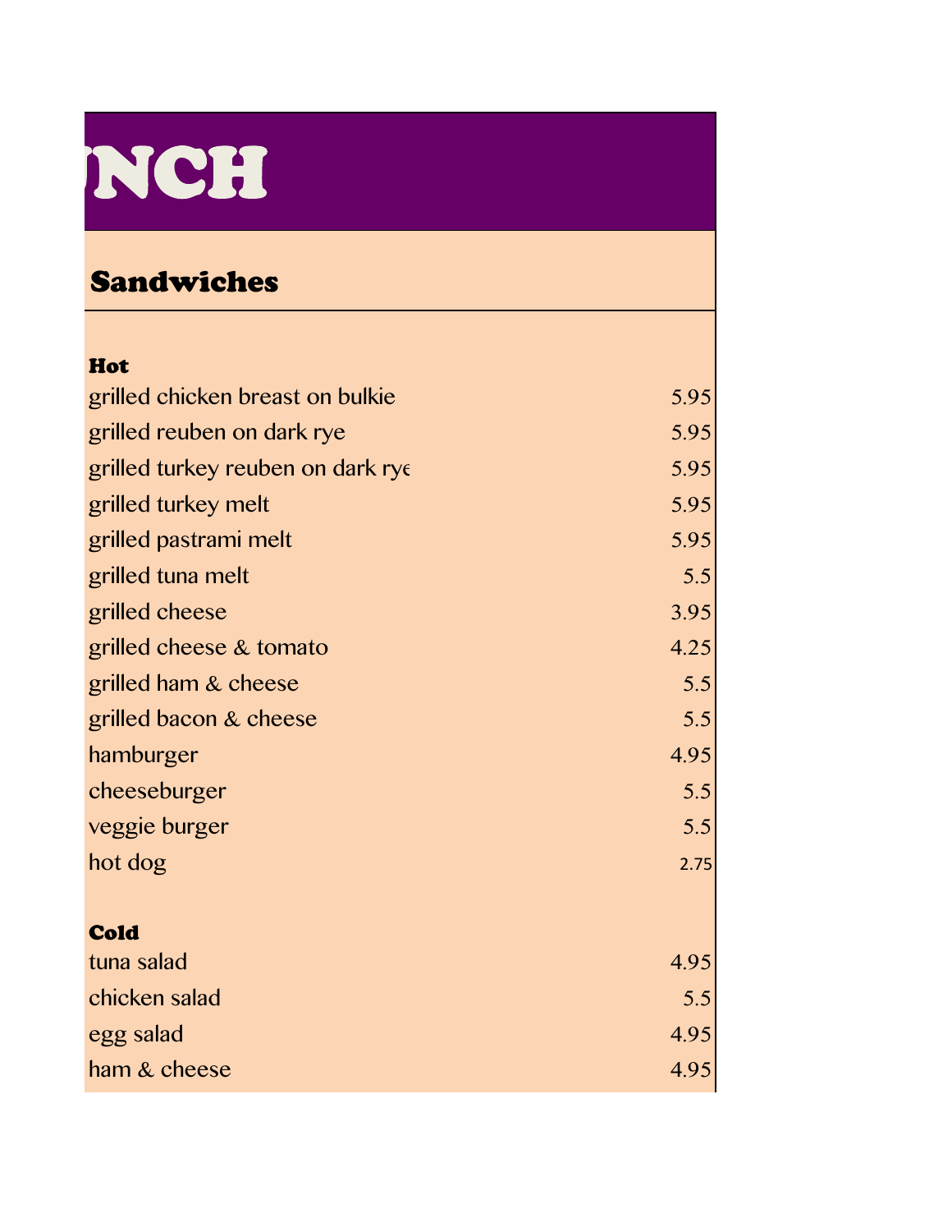# NCH

## Sandwiches

| Hot | |
|---|---|
| grilled chicken breast on bulkie | 5.95 |
| grilled reuben on dark rye | 5.95 |
| grilled turkey reuben on dark rye | 5.95 |
| grilled turkey melt | 5.95 |
| grilled pastrami melt | 5.95 |
| grilled tuna melt | 5.5 |
| grilled cheese | 3.95 |
| grilled cheese & tomato | 4.25 |
| grilled ham & cheese | 5.5 |
| grilled bacon & cheese | 5.5 |
| hamburger | 4.95 |
| cheeseburger | 5.5 |
| veggie burger | 5.5 |
| hot dog | 2.75 |

| Cold | |
|---|---|
| tuna salad | 4.95 |
| chicken salad | 5.5 |
| egg salad | 4.95 |
| ham & cheese | 4.95 |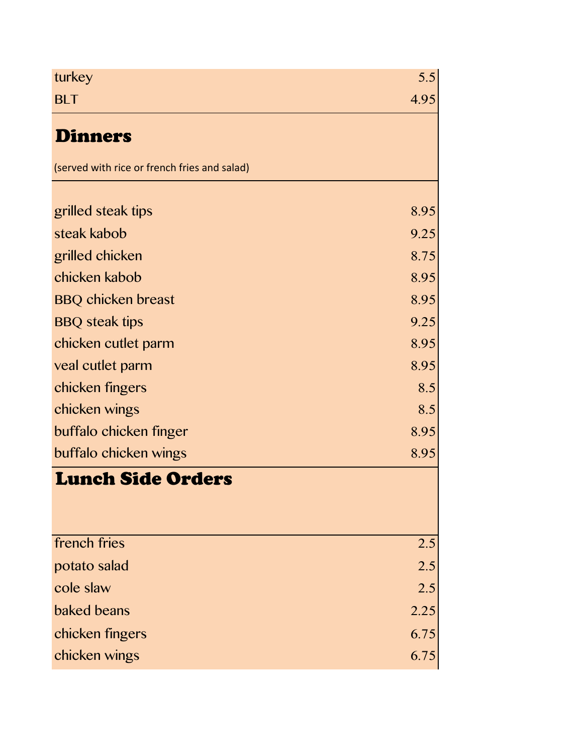| | |
|---|---|
| turkey | 5.5 |
| BLT | 4.95 |

## Dinners

(served with rice or french fries and salad)

| | |
|---|---|
| grilled steak tips | 8.95 |
| steak kabob | 9.25 |
| grilled chicken | 8.75 |
| chicken kabob | 8.95 |
| BBQ chicken breast | 8.95 |
| BBQ steak tips | 9.25 |
| chicken cutlet parm | 8.95 |
| veal cutlet parm | 8.95 |
| chicken fingers | 8.5 |
| chicken wings | 8.5 |
| buffalo chicken finger | 8.95 |
| buffalo chicken wings | 8.95 |

## Lunch Side Orders

| | |
|---|---|
| french fries | 2.5 |
| potato salad | 2.5 |
| cole slaw | 2.5 |
| baked beans | 2.25 |
| chicken fingers | 6.75 |
| chicken wings | 6.75 |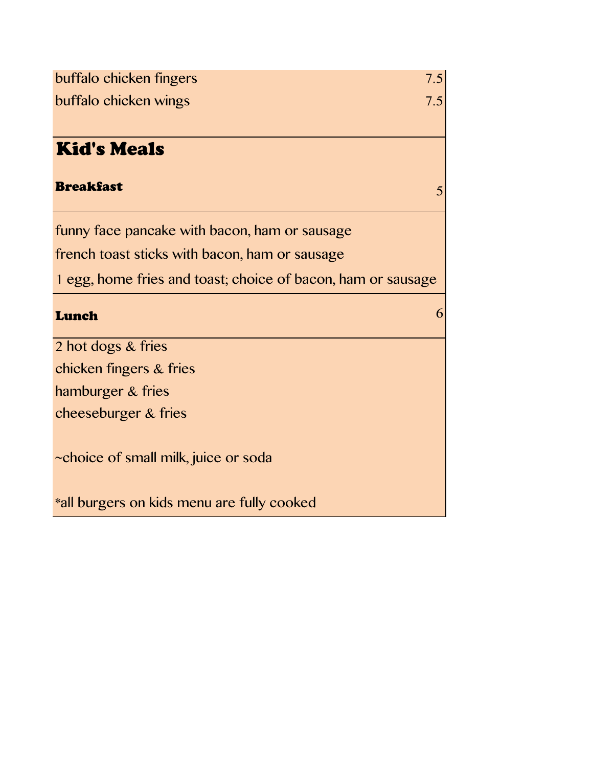| | |
|---|---|
| buffalo chicken fingers | 7.5 |
| buffalo chicken wings | 7.5 |

## Kid's Meals

### Breakfast

5

funny face pancake with bacon, ham or sausage

french toast sticks with bacon, ham or sausage

1 egg, home fries and toast; choice of bacon, ham or sausage

### Lunch

6

2 hot dogs & fries

chicken fingers & fries

hamburger & fries

cheeseburger & fries

~choice of small milk, juice or soda

*all burgers on kids menu are fully cooked